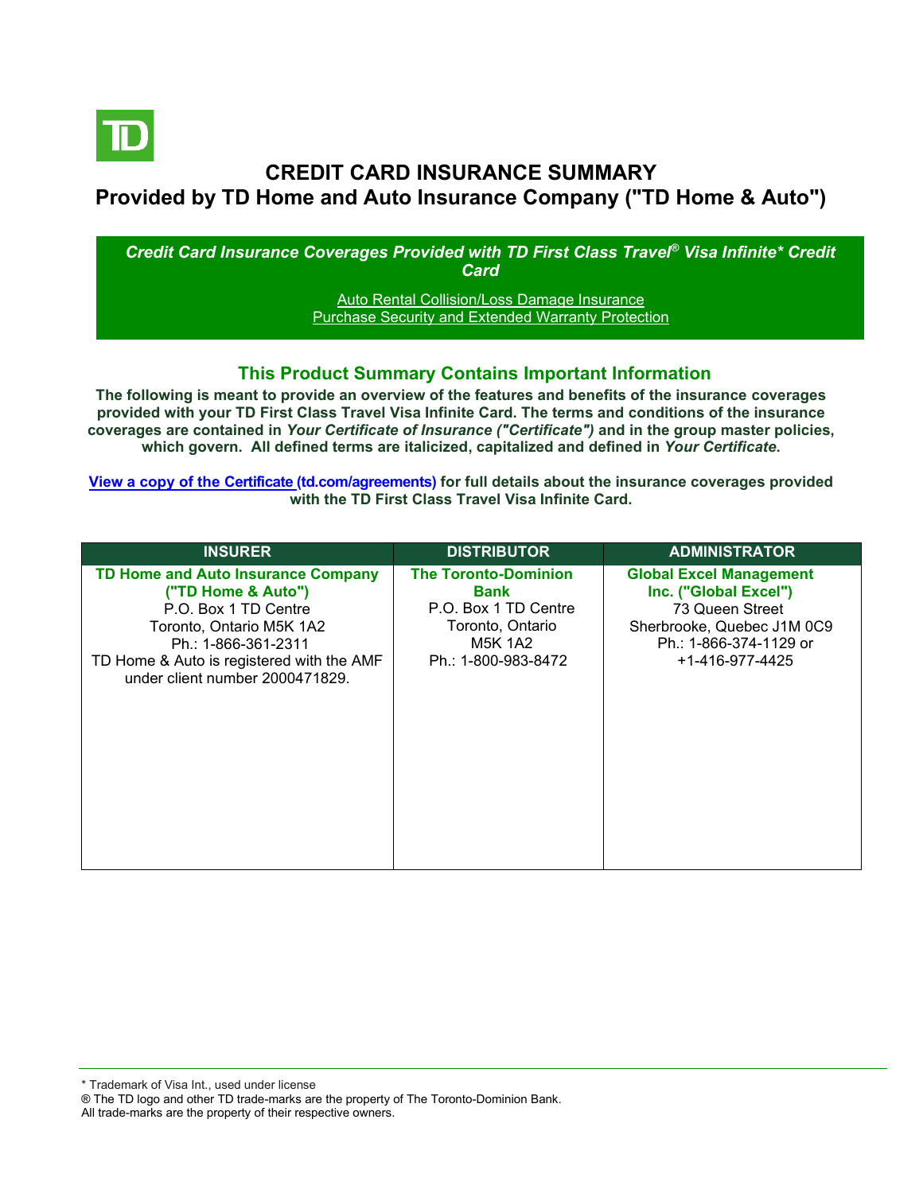# CREDIT CARD INSURANCE SUMMARY

## Provided by TD Home and Auto Insurance Company ("TD Home & Auto")

***Credit Card Insurance Coverages Provided with TD First Class Travel® Visa Infinite* Credit Card***

Auto Rental Collision/Loss Damage Insurance
Purchase Security and Extended Warranty Protection

### This Product Summary Contains Important Information

**The following is meant to provide an overview of the features and benefits of the insurance coverages provided with your TD First Class Travel Visa Infinite Card. The terms and conditions of the insurance coverages are contained in *Your Certificate of Insurance ("Certificate")* and in the group master policies, which govern. All defined terms are italicized, capitalized and defined in *Your Certificate*.**

**View a copy of the Certificate (td.com/agreements) for full details about the insurance coverages provided with the TD First Class Travel Visa Infinite Card.**

| INSURER | DISTRIBUTOR | ADMINISTRATOR |
|---|---|---|
| **TD Home and Auto Insurance Company ("TD Home & Auto")**<br>P.O. Box 1 TD Centre<br>Toronto, Ontario M5K 1A2<br>Ph.: 1-866-361-2311<br>TD Home & Auto is registered with the AMF under client number 2000471829. | **The Toronto-Dominion Bank**<br>P.O. Box 1 TD Centre<br>Toronto, Ontario<br>M5K 1A2<br>Ph.: 1-800-983-8472 | **Global Excel Management Inc. ("Global Excel")**<br>73 Queen Street<br>Sherbrooke, Quebec J1M 0C9<br>Ph.: 1-866-374-1129 or +1-416-977-4425 |

\* Trademark of Visa Int., used under license
® The TD logo and other TD trade-marks are the property of The Toronto-Dominion Bank.
All trade-marks are the property of their respective owners.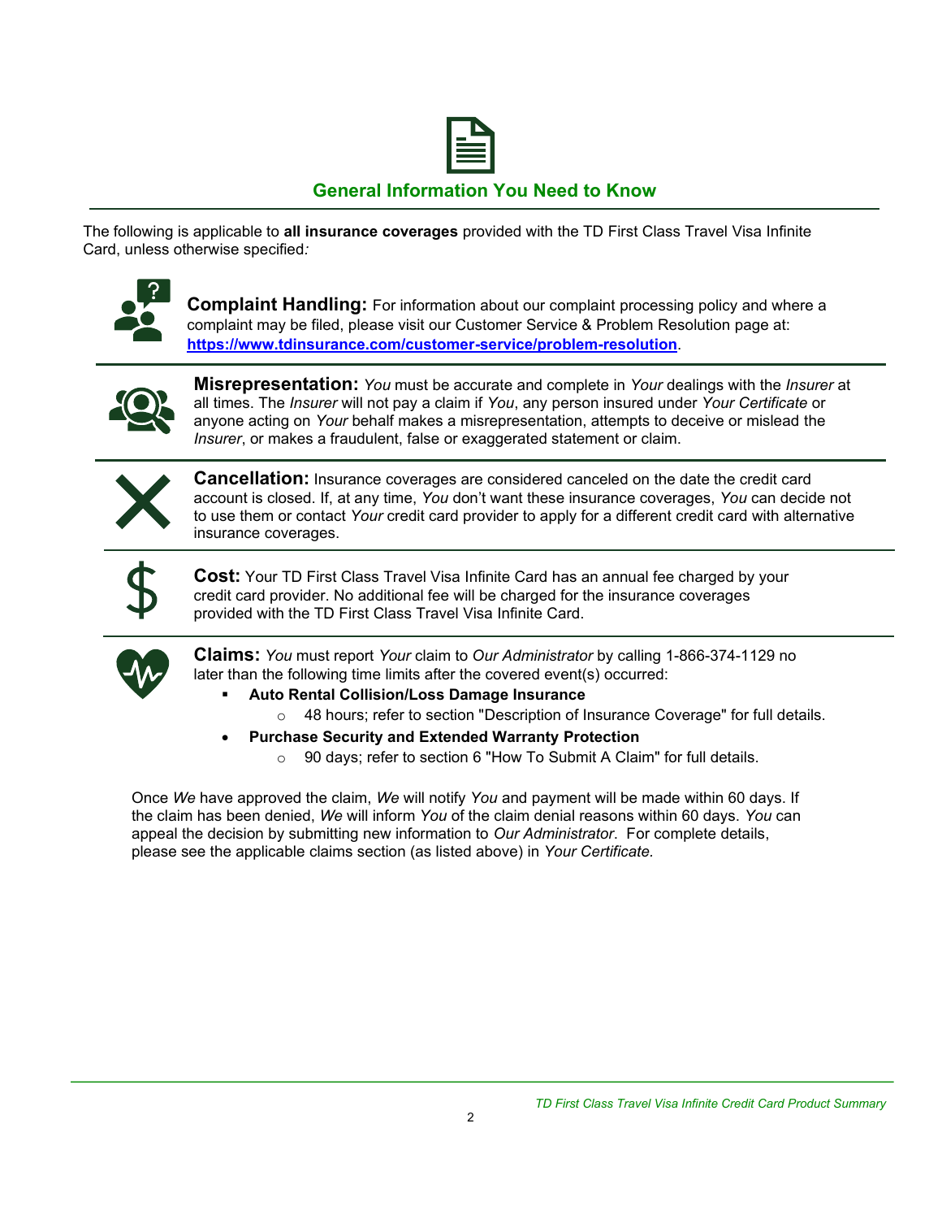## General Information You Need to Know

The following is applicable to **all insurance coverages** provided with the TD First Class Travel Visa Infinite Card, unless otherwise specified*:*

**Complaint Handling:** For information about our complaint processing policy and where a complaint may be filed, please visit our Customer Service & Problem Resolution page at: **https://www.tdinsurance.com/customer-service/problem-resolution**.

**Misrepresentation:** *You* must be accurate and complete in *Your* dealings with the *Insurer* at all times. The *Insurer* will not pay a claim if *You*, any person insured under *Your Certificate* or anyone acting on *Your* behalf makes a misrepresentation, attempts to deceive or mislead the *Insurer*, or makes a fraudulent, false or exaggerated statement or claim.

**Cancellation:** Insurance coverages are considered canceled on the date the credit card account is closed. If, at any time, *You* don't want these insurance coverages, *You* can decide not to use them or contact *Your* credit card provider to apply for a different credit card with alternative insurance coverages.

**Cost:** Your TD First Class Travel Visa Infinite Card has an annual fee charged by your credit card provider. No additional fee will be charged for the insurance coverages provided with the TD First Class Travel Visa Infinite Card.

**Claims:** *You* must report *Your* claim to *Our Administrator* by calling 1-866-374-1129 no later than the following time limits after the covered event(s) occurred:

- **Auto Rental Collision/Loss Damage Insurance**
  - 48 hours; refer to section "Description of Insurance Coverage" for full details.
- **Purchase Security and Extended Warranty Protection**
  - 90 days; refer to section 6 "How To Submit A Claim" for full details.

Once *We* have approved the claim, *We* will notify *You* and payment will be made within 60 days. If the claim has been denied, *We* will inform *You* of the claim denial reasons within 60 days. *You* can appeal the decision by submitting new information to *Our Administrator*. For complete details, please see the applicable claims section (as listed above) in *Your Certificate.*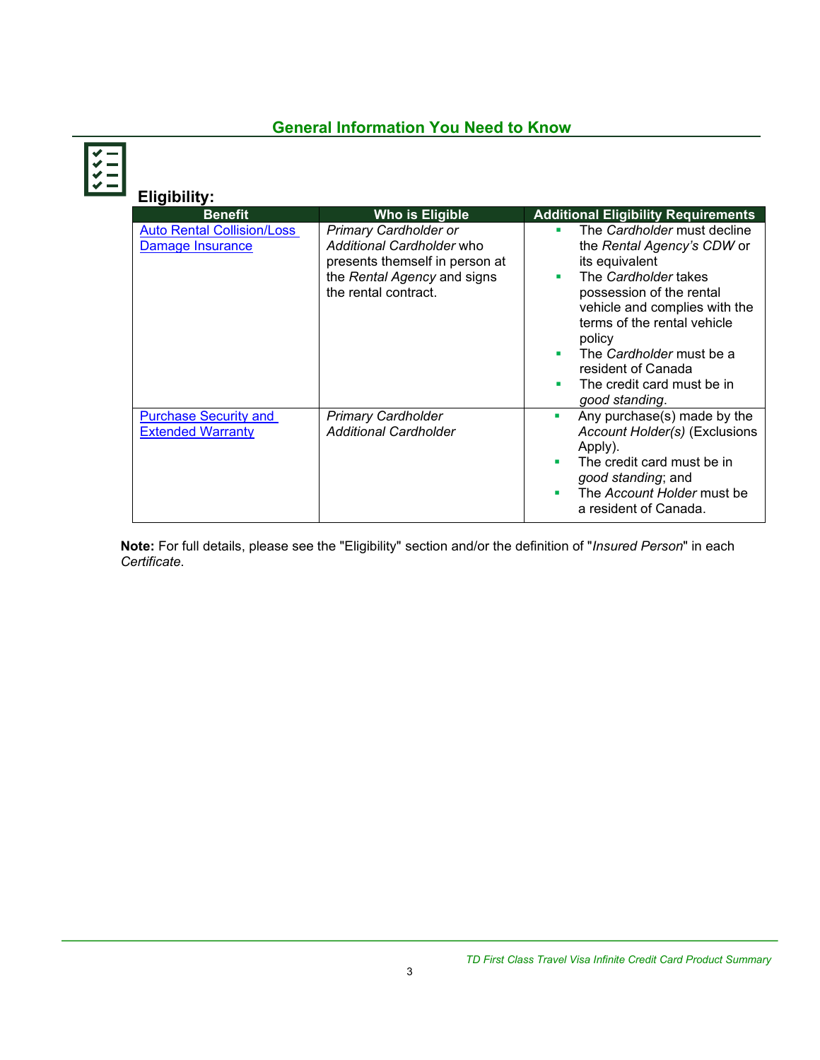## General Information You Need to Know

### Eligibility:

| Benefit | Who is Eligible | Additional Eligibility Requirements |
|---|---|---|
| Auto Rental Collision/Loss Damage Insurance | *Primary Cardholder or Additional Cardholder* who presents themself in person at the *Rental Agency* and signs the rental contract. | ▪ The *Cardholder* must decline the *Rental Agency's CDW* or its equivalent<br>▪ The *Cardholder* takes possession of the rental vehicle and complies with the terms of the rental vehicle policy<br>▪ The *Cardholder* must be a resident of Canada<br>▪ The credit card must be in *good standing*. |
| Purchase Security and Extended Warranty | *Primary Cardholder*<br>*Additional Cardholder* | ▪ Any purchase(s) made by the *Account Holder(s)* (Exclusions Apply).<br>▪ The credit card must be in *good standing*; and<br>▪ The *Account Holder* must be a resident of Canada. |

**Note:** For full details, please see the "Eligibility" section and/or the definition of "*Insured Person*" in each *Certificate*.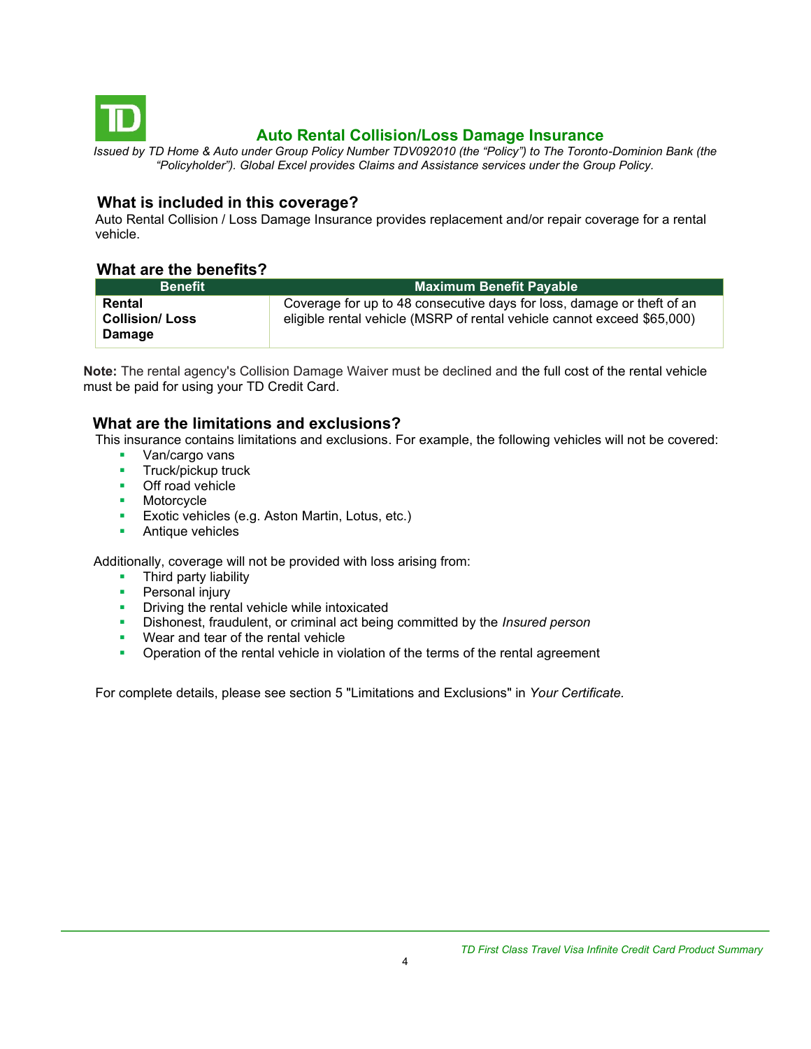# Auto Rental Collision/Loss Damage Insurance

*Issued by TD Home & Auto under Group Policy Number TDV092010 (the "Policy") to The Toronto-Dominion Bank (the "Policyholder"). Global Excel provides Claims and Assistance services under the Group Policy.*

## What is included in this coverage?

Auto Rental Collision / Loss Damage Insurance provides replacement and/or repair coverage for a rental vehicle.

## What are the benefits?

| Benefit | Maximum Benefit Payable |
|---|---|
| **Rental Collision/ Loss Damage** | Coverage for up to 48 consecutive days for loss, damage or theft of an eligible rental vehicle (MSRP of rental vehicle cannot exceed $65,000) |

**Note:** The rental agency's Collision Damage Waiver must be declined and the full cost of the rental vehicle must be paid for using your TD Credit Card.

## What are the limitations and exclusions?

This insurance contains limitations and exclusions. For example, the following vehicles will not be covered:

- Van/cargo vans
- Truck/pickup truck
- Off road vehicle
- Motorcycle
- Exotic vehicles (e.g. Aston Martin, Lotus, etc.)
- Antique vehicles

Additionally, coverage will not be provided with loss arising from:

- Third party liability
- Personal injury
- Driving the rental vehicle while intoxicated
- Dishonest, fraudulent, or criminal act being committed by the *Insured person*
- Wear and tear of the rental vehicle
- Operation of the rental vehicle in violation of the terms of the rental agreement

For complete details, please see section 5 "Limitations and Exclusions" in *Your Certificate*.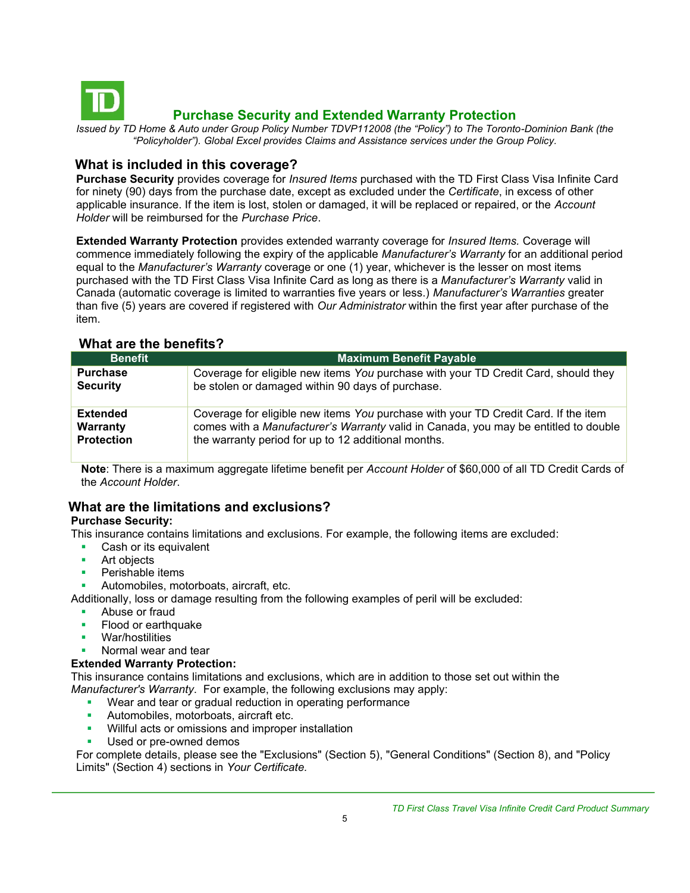## Purchase Security and Extended Warranty Protection

*Issued by TD Home & Auto under Group Policy Number TDVP112008 (the "Policy") to The Toronto-Dominion Bank (the "Policyholder"). Global Excel provides Claims and Assistance services under the Group Policy.*

### What is included in this coverage?

**Purchase Security** provides coverage for *Insured Items* purchased with the TD First Class Visa Infinite Card for ninety (90) days from the purchase date, except as excluded under the *Certificate*, in excess of other applicable insurance. If the item is lost, stolen or damaged, it will be replaced or repaired, or the *Account Holder* will be reimbursed for the *Purchase Price*.

**Extended Warranty Protection** provides extended warranty coverage for *Insured Items.* Coverage will commence immediately following the expiry of the applicable *Manufacturer's Warranty* for an additional period equal to the *Manufacturer's Warranty* coverage or one (1) year, whichever is the lesser on most items purchased with the TD First Class Visa Infinite Card as long as there is a *Manufacturer's Warranty* valid in Canada (automatic coverage is limited to warranties five years or less.) *Manufacturer's Warranties* greater than five (5) years are covered if registered with *Our Administrator* within the first year after purchase of the item.

### What are the benefits?

| Benefit | Maximum Benefit Payable |
|---|---|
| **Purchase Security** | Coverage for eligible new items *You* purchase with your TD Credit Card, should they be stolen or damaged within 90 days of purchase. |
| **Extended Warranty Protection** | Coverage for eligible new items *You* purchase with your TD Credit Card. If the item comes with a *Manufacturer's Warranty* valid in Canada, you may be entitled to double the warranty period for up to 12 additional months. |

**Note**: There is a maximum aggregate lifetime benefit per *Account Holder* of $60,000 of all TD Credit Cards of the *Account Holder*.

### What are the limitations and exclusions?

**Purchase Security:**

This insurance contains limitations and exclusions. For example, the following items are excluded:

- Cash or its equivalent
- Art objects
- Perishable items
- Automobiles, motorboats, aircraft, etc.

Additionally, loss or damage resulting from the following examples of peril will be excluded:

- Abuse or fraud
- Flood or earthquake
- War/hostilities
- Normal wear and tear

**Extended Warranty Protection:**

This insurance contains limitations and exclusions, which are in addition to those set out within the *Manufacturer's Warranty*. For example, the following exclusions may apply:

- Wear and tear or gradual reduction in operating performance
- Automobiles, motorboats, aircraft etc.
- Willful acts or omissions and improper installation
- Used or pre-owned demos

For complete details, please see the "Exclusions" (Section 5), "General Conditions" (Section 8), and "Policy Limits" (Section 4) sections in *Your Certificate.*